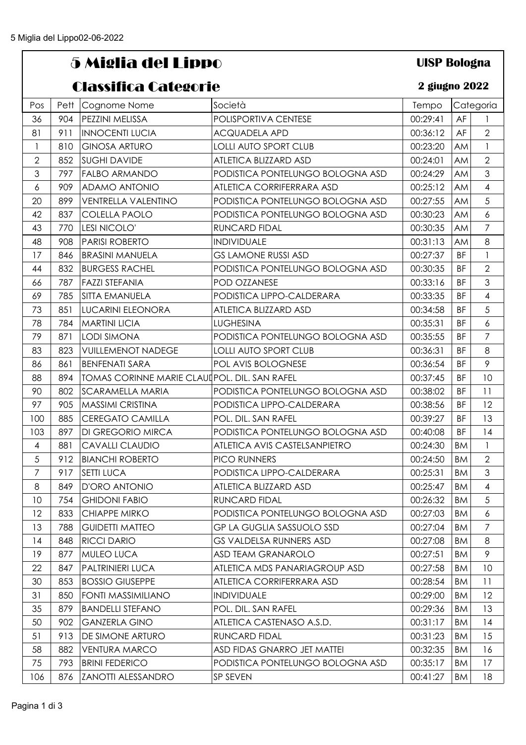# 5 Miglia del Lippo

**UISP Bologna**

## Classifica Categorie

**2 giugno 2022**

| Pos | Pett | Cognome Nome | Società | Tempo | Categoria | |
|---|---|---|---|---|---|---|
| 36 | 904 | PEZZINI MELISSA | POLISPORTIVA CENTESE | 00:29:41 | AF | 1 |
| 81 | 911 | INNOCENTI LUCIA | ACQUADELA APD | 00:36:12 | AF | 2 |
| 1 | 810 | GINOSA ARTURO | LOLLI AUTO SPORT CLUB | 00:23:20 | AM | 1 |
| 2 | 852 | SUGHI DAVIDE | ATLETICA BLIZZARD ASD | 00:24:01 | AM | 2 |
| 3 | 797 | FALBO ARMANDO | PODISTICA PONTELUNGO BOLOGNA ASD | 00:24:29 | AM | 3 |
| 6 | 909 | ADAMO ANTONIO | ATLETICA CORRIFERRARA ASD | 00:25:12 | AM | 4 |
| 20 | 899 | VENTRELLA VALENTINO | PODISTICA PONTELUNGO BOLOGNA ASD | 00:27:55 | AM | 5 |
| 42 | 837 | COLELLA PAOLO | PODISTICA PONTELUNGO BOLOGNA ASD | 00:30:23 | AM | 6 |
| 43 | 770 | LESI NICOLO' | RUNCARD FIDAL | 00:30:35 | AM | 7 |
| 48 | 908 | PARISI ROBERTO | INDIVIDUALE | 00:31:13 | AM | 8 |
| 17 | 846 | BRASINI MANUELA | GS LAMONE RUSSI ASD | 00:27:37 | BF | 1 |
| 44 | 832 | BURGESS RACHEL | PODISTICA PONTELUNGO BOLOGNA ASD | 00:30:35 | BF | 2 |
| 66 | 787 | FAZZI STEFANIA | POD OZZANESE | 00:33:16 | BF | 3 |
| 69 | 785 | SITTA EMANUELA | PODISTICA LIPPO-CALDERARA | 00:33:35 | BF | 4 |
| 73 | 851 | LUCARINI ELEONORA | ATLETICA BLIZZARD ASD | 00:34:58 | BF | 5 |
| 78 | 784 | MARTINI LICIA | LUGHESINA | 00:35:31 | BF | 6 |
| 79 | 871 | LODI SIMONA | PODISTICA PONTELUNGO BOLOGNA ASD | 00:35:55 | BF | 7 |
| 83 | 823 | VUILLEMENOT NADEGE | LOLLI AUTO SPORT CLUB | 00:36:31 | BF | 8 |
| 86 | 861 | BENFENATI SARA | POL AVIS BOLOGNESE | 00:36:54 | BF | 9 |
| 88 | 894 | TOMAS CORINNE MARIE CLAUD | POL. DIL. SAN RAFEL | 00:37:45 | BF | 10 |
| 90 | 802 | SCARAMELLA MARIA | PODISTICA PONTELUNGO BOLOGNA ASD | 00:38:02 | BF | 11 |
| 97 | 905 | MASSIMI CRISTINA | PODISTICA LIPPO-CALDERARA | 00:38:56 | BF | 12 |
| 100 | 885 | CEREGATO CAMILLA | POL. DIL. SAN RAFEL | 00:39:27 | BF | 13 |
| 103 | 897 | DI GREGORIO MIRCA | PODISTICA PONTELUNGO BOLOGNA ASD | 00:40:08 | BF | 14 |
| 4 | 881 | CAVALLI CLAUDIO | ATLETICA AVIS CASTELSANPIETRO | 00:24:30 | BM | 1 |
| 5 | 912 | BIANCHI ROBERTO | PICO RUNNERS | 00:24:50 | BM | 2 |
| 7 | 917 | SETTI LUCA | PODISTICA LIPPO-CALDERARA | 00:25:31 | BM | 3 |
| 8 | 849 | D'ORO ANTONIO | ATLETICA BLIZZARD ASD | 00:25:47 | BM | 4 |
| 10 | 754 | GHIDONI FABIO | RUNCARD FIDAL | 00:26:32 | BM | 5 |
| 12 | 833 | CHIAPPE MIRKO | PODISTICA PONTELUNGO BOLOGNA ASD | 00:27:03 | BM | 6 |
| 13 | 788 | GUIDETTI MATTEO | GP LA GUGLIA SASSUOLO SSD | 00:27:04 | BM | 7 |
| 14 | 848 | RICCI DARIO | GS VALDELSA RUNNERS ASD | 00:27:08 | BM | 8 |
| 19 | 877 | MULEO LUCA | ASD TEAM GRANAROLO | 00:27:51 | BM | 9 |
| 22 | 847 | PALTRINIERI LUCA | ATLETICA MDS PANARIAGROUP ASD | 00:27:58 | BM | 10 |
| 30 | 853 | BOSSIO GIUSEPPE | ATLETICA CORRIFERRARA ASD | 00:28:54 | BM | 11 |
| 31 | 850 | FONTI MASSIMILIANO | INDIVIDUALE | 00:29:00 | BM | 12 |
| 35 | 879 | BANDELLI STEFANO | POL. DIL. SAN RAFEL | 00:29:36 | BM | 13 |
| 50 | 902 | GANZERLA GINO | ATLETICA CASTENASO A.S.D. | 00:31:17 | BM | 14 |
| 51 | 913 | DE SIMONE ARTURO | RUNCARD FIDAL | 00:31:23 | BM | 15 |
| 58 | 882 | VENTURA MARCO | ASD FIDAS GNARRO JET MATTEI | 00:32:35 | BM | 16 |
| 75 | 793 | BRINI FEDERICO | PODISTICA PONTELUNGO BOLOGNA ASD | 00:35:17 | BM | 17 |
| 106 | 876 | ZANOTTI ALESSANDRO | SP SEVEN | 00:41:27 | BM | 18 |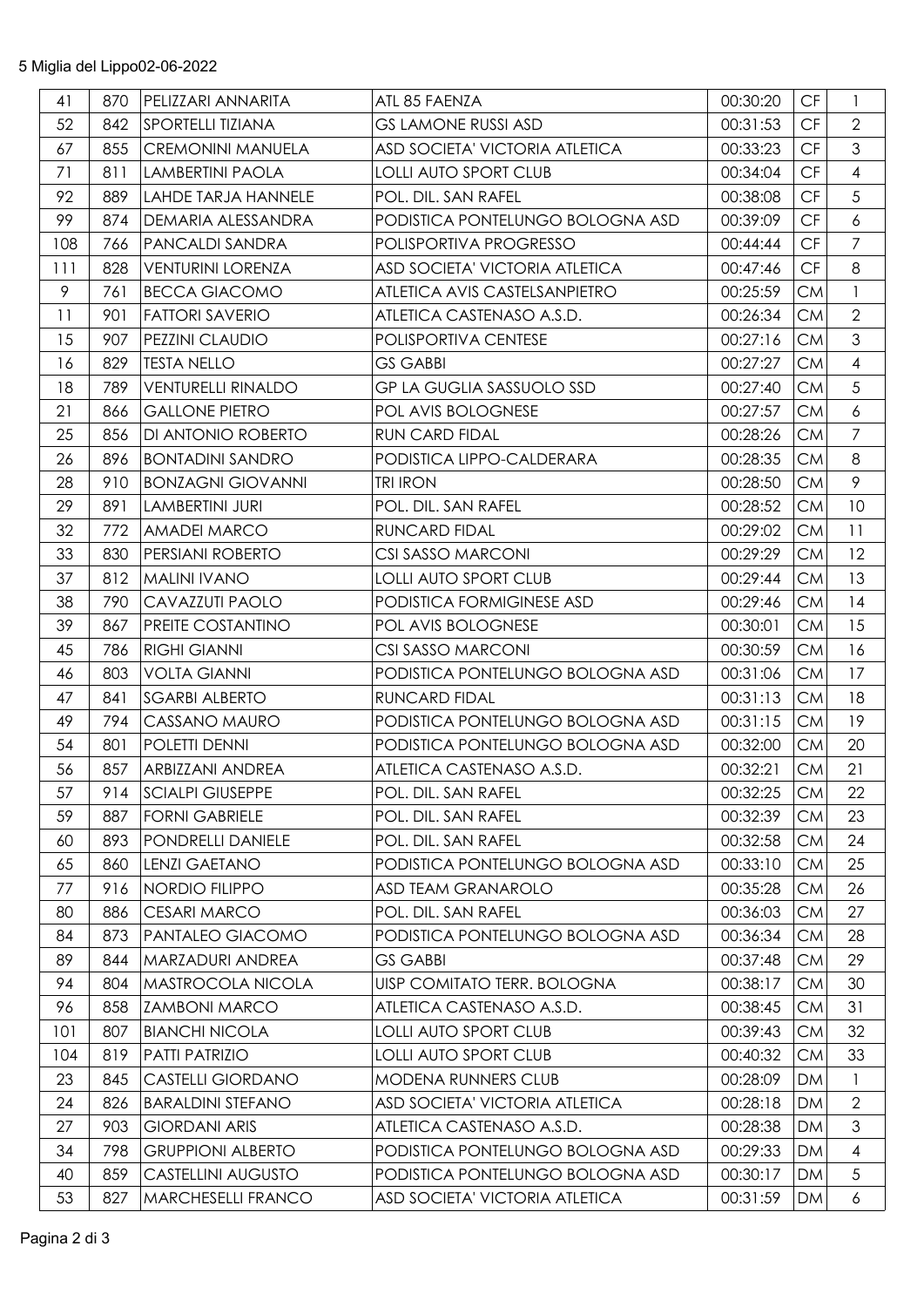5 Miglia del Lippo02-06-2022

| | | | | | | |
|---|---|---|---|---|---|---|
| 41 | 870 | PELIZZARI ANNARITA | ATL 85 FAENZA | 00:30:20 | CF | 1 |
| 52 | 842 | SPORTELLI TIZIANA | GS LAMONE RUSSI ASD | 00:31:53 | CF | 2 |
| 67 | 855 | CREMONINI MANUELA | ASD SOCIETA' VICTORIA ATLETICA | 00:33:23 | CF | 3 |
| 71 | 811 | LAMBERTINI PAOLA | LOLLI AUTO SPORT CLUB | 00:34:04 | CF | 4 |
| 92 | 889 | LAHDE TARJA HANNELE | POL. DIL. SAN RAFEL | 00:38:08 | CF | 5 |
| 99 | 874 | DEMARIA ALESSANDRA | PODISTICA PONTELUNGO BOLOGNA ASD | 00:39:09 | CF | 6 |
| 108 | 766 | PANCALDI SANDRA | POLISPORTIVA PROGRESSO | 00:44:44 | CF | 7 |
| 111 | 828 | VENTURINI LORENZA | ASD SOCIETA' VICTORIA ATLETICA | 00:47:46 | CF | 8 |
| 9 | 761 | BECCA GIACOMO | ATLETICA AVIS CASTELSANPIETRO | 00:25:59 | CM | 1 |
| 11 | 901 | FATTORI SAVERIO | ATLETICA CASTENASO A.S.D. | 00:26:34 | CM | 2 |
| 15 | 907 | PEZZINI CLAUDIO | POLISPORTIVA CENTESE | 00:27:16 | CM | 3 |
| 16 | 829 | TESTA NELLO | GS GABBI | 00:27:27 | CM | 4 |
| 18 | 789 | VENTURELLI RINALDO | GP LA GUGLIA SASSUOLO SSD | 00:27:40 | CM | 5 |
| 21 | 866 | GALLONE PIETRO | POL AVIS BOLOGNESE | 00:27:57 | CM | 6 |
| 25 | 856 | DI ANTONIO ROBERTO | RUN CARD FIDAL | 00:28:26 | CM | 7 |
| 26 | 896 | BONTADINI SANDRO | PODISTICA LIPPO-CALDERARA | 00:28:35 | CM | 8 |
| 28 | 910 | BONZAGNI GIOVANNI | TRI IRON | 00:28:50 | CM | 9 |
| 29 | 891 | LAMBERTINI JURI | POL. DIL. SAN RAFEL | 00:28:52 | CM | 10 |
| 32 | 772 | AMADEI MARCO | RUNCARD FIDAL | 00:29:02 | CM | 11 |
| 33 | 830 | PERSIANI ROBERTO | CSI SASSO MARCONI | 00:29:29 | CM | 12 |
| 37 | 812 | MALINI IVANO | LOLLI AUTO SPORT CLUB | 00:29:44 | CM | 13 |
| 38 | 790 | CAVAZZUTI PAOLO | PODISTICA FORMIGINESE ASD | 00:29:46 | CM | 14 |
| 39 | 867 | PREITE COSTANTINO | POL AVIS BOLOGNESE | 00:30:01 | CM | 15 |
| 45 | 786 | RIGHI GIANNI | CSI SASSO MARCONI | 00:30:59 | CM | 16 |
| 46 | 803 | VOLTA GIANNI | PODISTICA PONTELUNGO BOLOGNA ASD | 00:31:06 | CM | 17 |
| 47 | 841 | SGARBI ALBERTO | RUNCARD FIDAL | 00:31:13 | CM | 18 |
| 49 | 794 | CASSANO MAURO | PODISTICA PONTELUNGO BOLOGNA ASD | 00:31:15 | CM | 19 |
| 54 | 801 | POLETTI DENNI | PODISTICA PONTELUNGO BOLOGNA ASD | 00:32:00 | CM | 20 |
| 56 | 857 | ARBIZZANI ANDREA | ATLETICA CASTENASO A.S.D. | 00:32:21 | CM | 21 |
| 57 | 914 | SCIALPI GIUSEPPE | POL. DIL. SAN RAFEL | 00:32:25 | CM | 22 |
| 59 | 887 | FORNI GABRIELE | POL. DIL. SAN RAFEL | 00:32:39 | CM | 23 |
| 60 | 893 | PONDRELLI DANIELE | POL. DIL. SAN RAFEL | 00:32:58 | CM | 24 |
| 65 | 860 | LENZI GAETANO | PODISTICA PONTELUNGO BOLOGNA ASD | 00:33:10 | CM | 25 |
| 77 | 916 | NORDIO FILIPPO | ASD TEAM GRANAROLO | 00:35:28 | CM | 26 |
| 80 | 886 | CESARI MARCO | POL. DIL. SAN RAFEL | 00:36:03 | CM | 27 |
| 84 | 873 | PANTALEO GIACOMO | PODISTICA PONTELUNGO BOLOGNA ASD | 00:36:34 | CM | 28 |
| 89 | 844 | MARZADURI ANDREA | GS GABBI | 00:37:48 | CM | 29 |
| 94 | 804 | MASTROCOLA NICOLA | UISP COMITATO TERR. BOLOGNA | 00:38:17 | CM | 30 |
| 96 | 858 | ZAMBONI MARCO | ATLETICA CASTENASO A.S.D. | 00:38:45 | CM | 31 |
| 101 | 807 | BIANCHI NICOLA | LOLLI AUTO SPORT CLUB | 00:39:43 | CM | 32 |
| 104 | 819 | PATTI PATRIZIO | LOLLI AUTO SPORT CLUB | 00:40:32 | CM | 33 |
| 23 | 845 | CASTELLI GIORDANO | MODENA RUNNERS CLUB | 00:28:09 | DM | 1 |
| 24 | 826 | BARALDINI STEFANO | ASD SOCIETA' VICTORIA ATLETICA | 00:28:18 | DM | 2 |
| 27 | 903 | GIORDANI ARIS | ATLETICA CASTENASO A.S.D. | 00:28:38 | DM | 3 |
| 34 | 798 | GRUPPIONI ALBERTO | PODISTICA PONTELUNGO BOLOGNA ASD | 00:29:33 | DM | 4 |
| 40 | 859 | CASTELLINI AUGUSTO | PODISTICA PONTELUNGO BOLOGNA ASD | 00:30:17 | DM | 5 |
| 53 | 827 | MARCHESELLI FRANCO | ASD SOCIETA' VICTORIA ATLETICA | 00:31:59 | DM | 6 |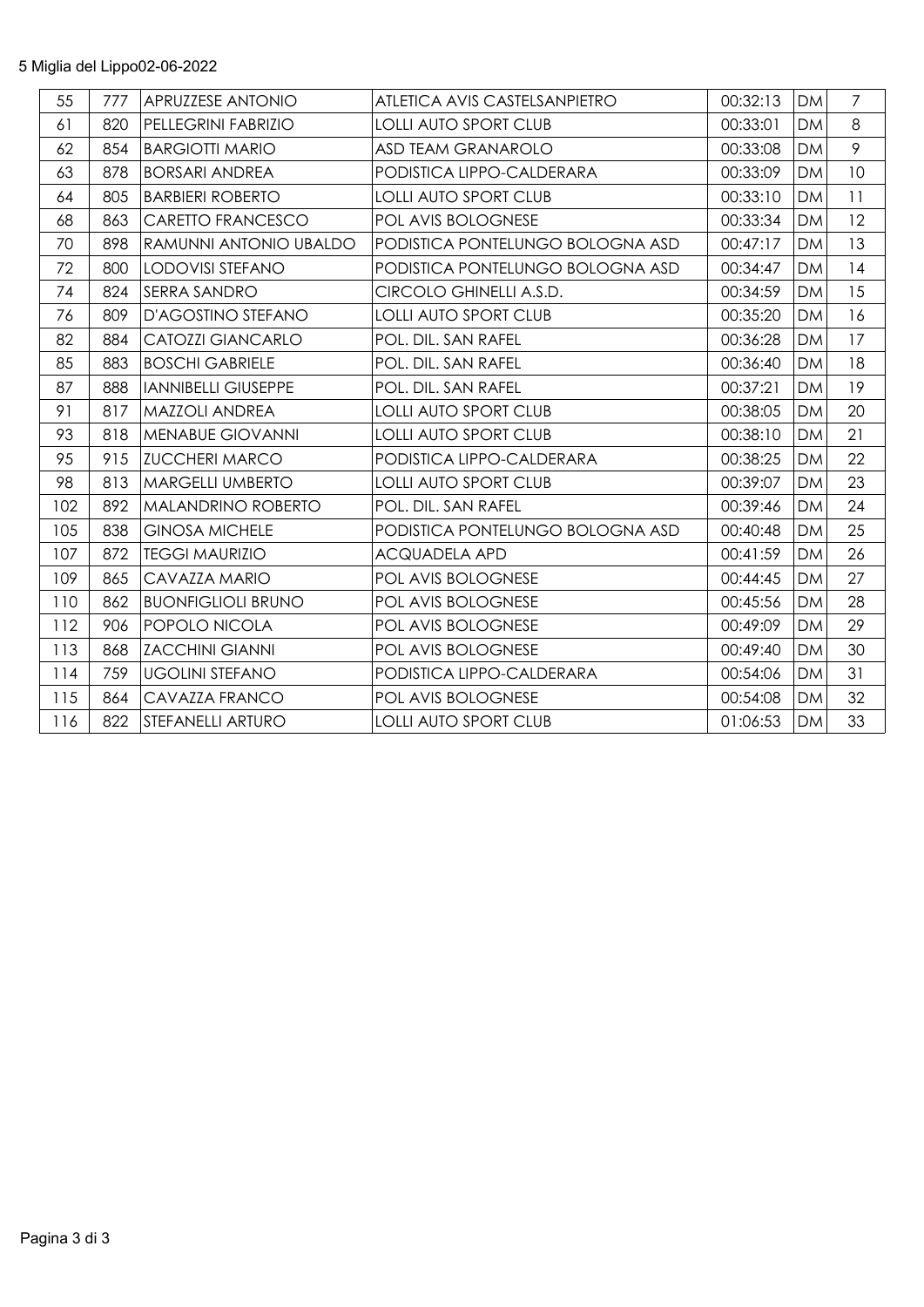5 Miglia del Lippo02-06-2022

| | | | | | | |
|---|---|---|---|---|---|---|
| 55 | 777 | APRUZZESE ANTONIO | ATLETICA AVIS CASTELSANPIETRO | 00:32:13 | DM | 7 |
| 61 | 820 | PELLEGRINI FABRIZIO | LOLLI AUTO SPORT CLUB | 00:33:01 | DM | 8 |
| 62 | 854 | BARGIOTTI MARIO | ASD TEAM GRANAROLO | 00:33:08 | DM | 9 |
| 63 | 878 | BORSARI ANDREA | PODISTICA LIPPO-CALDERARA | 00:33:09 | DM | 10 |
| 64 | 805 | BARBIERI ROBERTO | LOLLI AUTO SPORT CLUB | 00:33:10 | DM | 11 |
| 68 | 863 | CARETTO FRANCESCO | POL AVIS BOLOGNESE | 00:33:34 | DM | 12 |
| 70 | 898 | RAMUNNI ANTONIO UBALDO | PODISTICA PONTELUNGO BOLOGNA ASD | 00:47:17 | DM | 13 |
| 72 | 800 | LODOVISI STEFANO | PODISTICA PONTELUNGO BOLOGNA ASD | 00:34:47 | DM | 14 |
| 74 | 824 | SERRA SANDRO | CIRCOLO GHINELLI A.S.D. | 00:34:59 | DM | 15 |
| 76 | 809 | D'AGOSTINO STEFANO | LOLLI AUTO SPORT CLUB | 00:35:20 | DM | 16 |
| 82 | 884 | CATOZZI GIANCARLO | POL. DIL. SAN RAFEL | 00:36:28 | DM | 17 |
| 85 | 883 | BOSCHI GABRIELE | POL. DIL. SAN RAFEL | 00:36:40 | DM | 18 |
| 87 | 888 | IANNIBELLI GIUSEPPE | POL. DIL. SAN RAFEL | 00:37:21 | DM | 19 |
| 91 | 817 | MAZZOLI ANDREA | LOLLI AUTO SPORT CLUB | 00:38:05 | DM | 20 |
| 93 | 818 | MENABUE GIOVANNI | LOLLI AUTO SPORT CLUB | 00:38:10 | DM | 21 |
| 95 | 915 | ZUCCHERI MARCO | PODISTICA LIPPO-CALDERARA | 00:38:25 | DM | 22 |
| 98 | 813 | MARGELLI UMBERTO | LOLLI AUTO SPORT CLUB | 00:39:07 | DM | 23 |
| 102 | 892 | MALANDRINO ROBERTO | POL. DIL. SAN RAFEL | 00:39:46 | DM | 24 |
| 105 | 838 | GINOSA MICHELE | PODISTICA PONTELUNGO BOLOGNA ASD | 00:40:48 | DM | 25 |
| 107 | 872 | TEGGI MAURIZIO | ACQUADELA APD | 00:41:59 | DM | 26 |
| 109 | 865 | CAVAZZA MARIO | POL AVIS BOLOGNESE | 00:44:45 | DM | 27 |
| 110 | 862 | BUONFIGLIOLI BRUNO | POL AVIS BOLOGNESE | 00:45:56 | DM | 28 |
| 112 | 906 | POPOLO NICOLA | POL AVIS BOLOGNESE | 00:49:09 | DM | 29 |
| 113 | 868 | ZACCHINI GIANNI | POL AVIS BOLOGNESE | 00:49:40 | DM | 30 |
| 114 | 759 | UGOLINI STEFANO | PODISTICA LIPPO-CALDERARA | 00:54:06 | DM | 31 |
| 115 | 864 | CAVAZZA FRANCO | POL AVIS BOLOGNESE | 00:54:08 | DM | 32 |
| 116 | 822 | STEFANELLI ARTURO | LOLLI AUTO SPORT CLUB | 01:06:53 | DM | 33 |